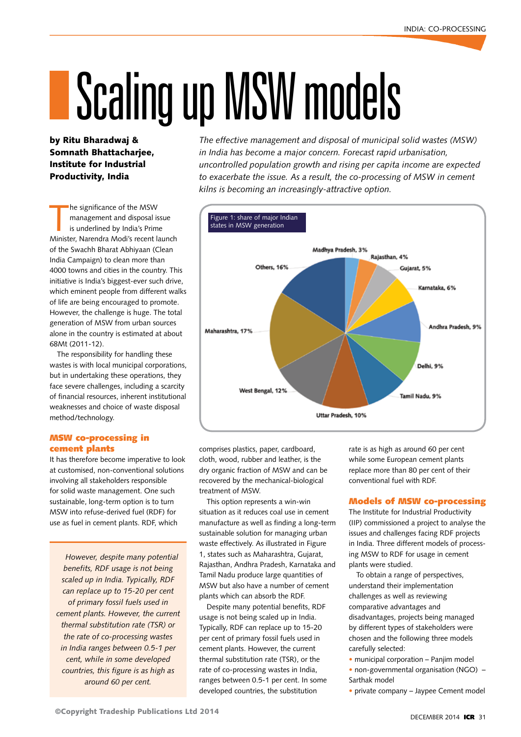# Scaling up MSW models

**by Ritu Bharadwaj & Somnath Bhattacharjee, Institute for Industrial Productivity, India**

*The effective management and disposal of municipal solid wastes (MSW) in India has become a major concern. Forecast rapid urbanisation, uncontrolled population growth and rising per capita income are expected to exacerbate the issue. As a result, the co-processing of MSW in cement kilns is becoming an increasingly-attractive option.*

The significance of the MSW management and disposal issue is underlined by India's Prime Minister, Narendra Modi's recent launch of the Swachh Bharat Abhiyaan (Clean India Campaign) to clean more than 4000 towns and cities in the country. This initiative is India's biggest-ever such drive, which eminent people from different walks of life are being encouraged to promote. However, the challenge is huge. The total generation of MSW from urban sources alone in the country is estimated at about 68Mt (2011-12).

The responsibility for handling these wastes is with local municipal corporations, but in undertaking these operations, they face severe challenges, including a scarcity of financial resources, inherent institutional weaknesses and choice of waste disposal method/technology.

Figure 1: share of major Indian states in MSW generation

| State | Share |
|---|---|
| Madhya Pradesh | 3% |
| Rajasthan | 4% |
| Gujarat | 5% |
| Karnataka | 6% |
| Andhra Pradesh | 9% |
| Delhi | 9% |
| Tamil Nadu | 9% |
| Uttar Pradesh | 10% |
| West Bengal | 12% |
| Maharashtra | 17% |
| Others | 16% |

## MSW co-processing in cement plants

It has therefore become imperative to look at customised, non-conventional solutions involving all stakeholders responsible for solid waste management. One such sustainable, long-term option is to turn MSW into refuse-derived fuel (RDF) for use as fuel in cement plants. RDF, which comprises plastics, paper, cardboard, cloth, wood, rubber and leather, is the dry organic fraction of MSW and can be recovered by the mechanical-biological treatment of MSW.

This option represents a win-win situation as it reduces coal use in cement manufacture as well as finding a long-term sustainable solution for managing urban waste effectively. As illustrated in Figure 1, states such as Maharashtra, Gujarat, Rajasthan, Andhra Pradesh, Karnataka and Tamil Nadu produce large quantities of MSW but also have a number of cement plants which can absorb the RDF.

Despite many potential benefits, RDF usage is not being scaled up in India. Typically, RDF can replace up to 15-20 per cent of primary fossil fuels used in cement plants. However, the current thermal substitution rate (TSR), or the rate of co-processing wastes in India, ranges between 0.5-1 per cent. In some developed countries, the substitution rate is as high as around 60 per cent while some European cement plants replace more than 80 per cent of their conventional fuel with RDF.

*However, despite many potential benefits, RDF usage is not being scaled up in India. Typically, RDF can replace up to 15-20 per cent of primary fossil fuels used in cement plants. However, the current thermal substitution rate (TSR) or the rate of co-processing wastes in India ranges between 0.5-1 per cent, while in some developed countries, this figure is as high as around 60 per cent.*

## Models of MSW co-processing

The Institute for Industrial Productivity (IIP) commissioned a project to analyse the issues and challenges facing RDF projects in India. Three different models of processing MSW to RDF for usage in cement plants were studied.

To obtain a range of perspectives, understand their implementation challenges as well as reviewing comparative advantages and disadvantages, projects being managed by different types of stakeholders were chosen and the following three models carefully selected:

- municipal corporation – Panjim model
- non-governmental organisation (NGO) – Sarthak model
- private company – Jaypee Cement model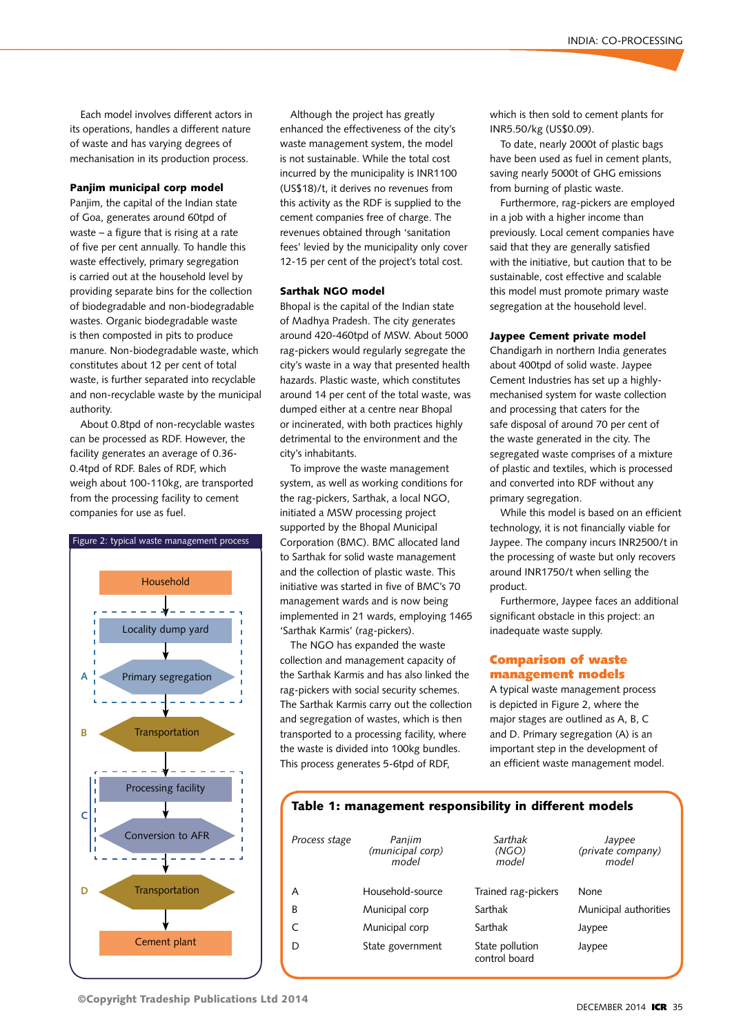Each model involves different actors in its operations, handles a different nature of waste and has varying degrees of mechanisation in its production process.

### Panjim municipal corp model

Panjim, the capital of the Indian state of Goa, generates around 60tpd of waste – a figure that is rising at a rate of five per cent annually. To handle this waste effectively, primary segregation is carried out at the household level by providing separate bins for the collection of biodegradable and non-biodegradable wastes. Organic biodegradable waste is then composted in pits to produce manure. Non-biodegradable waste, which constitutes about 12 per cent of total waste, is further separated into recyclable and non-recyclable waste by the municipal authority.

About 0.8tpd of non-recyclable wastes can be processed as RDF. However, the facility generates an average of 0.36-0.4tpd of RDF. Bales of RDF, which weigh about 100-110kg, are transported from the processing facility to cement companies for use as fuel.

Figure 2: typical waste management process

- Household
- A: Locality dump yard → Primary segregation
- B: Transportation
- C: Processing facility → Conversion to AFR
- D: Transportation
- Cement plant

Although the project has greatly enhanced the effectiveness of the city's waste management system, the model is not sustainable. While the total cost incurred by the municipality is INR1100 (US$18)/t, it derives no revenues from this activity as the RDF is supplied to the cement companies free of charge. The revenues obtained through 'sanitation fees' levied by the municipality only cover 12-15 per cent of the project's total cost.

### Sarthak NGO model

Bhopal is the capital of the Indian state of Madhya Pradesh. The city generates around 420-460tpd of MSW. About 5000 rag-pickers would regularly segregate the city's waste in a way that presented health hazards. Plastic waste, which constitutes around 14 per cent of the total waste, was dumped either at a centre near Bhopal or incinerated, with both practices highly detrimental to the environment and the city's inhabitants.

To improve the waste management system, as well as working conditions for the rag-pickers, Sarthak, a local NGO, initiated a MSW processing project supported by the Bhopal Municipal Corporation (BMC). BMC allocated land to Sarthak for solid waste management and the collection of plastic waste. This initiative was started in five of BMC's 70 management wards and is now being implemented in 21 wards, employing 1465 'Sarthak Karmis' (rag-pickers).

The NGO has expanded the waste collection and management capacity of the Sarthak Karmis and has also linked the rag-pickers with social security schemes. The Sarthak Karmis carry out the collection and segregation of wastes, which is then transported to a processing facility, where the waste is divided into 100kg bundles. This process generates 5-6tpd of RDF, which is then sold to cement plants for INR5.50/kg (US$0.09).

To date, nearly 2000t of plastic bags have been used as fuel in cement plants, saving nearly 5000t of GHG emissions from burning of plastic waste.

Furthermore, rag-pickers are employed in a job with a higher income than previously. Local cement companies have said that they are generally satisfied with the initiative, but caution that to be sustainable, cost effective and scalable this model must promote primary waste segregation at the household level.

### Jaypee Cement private model

Chandigarh in northern India generates about 400tpd of solid waste. Jaypee Cement Industries has set up a highly-mechanised system for waste collection and processing that caters for the safe disposal of around 70 per cent of the waste generated in the city. The segregated waste comprises of a mixture of plastic and textiles, which is processed and converted into RDF without any primary segregation.

While this model is based on an efficient technology, it is not financially viable for Jaypee. The company incurs INR2500/t in the processing of waste but only recovers around INR1750/t when selling the product.

Furthermore, Jaypee faces an additional significant obstacle in this project: an inadequate waste supply.

## Comparison of waste management models

A typical waste management process is depicted in Figure 2, where the major stages are outlined as A, B, C and D. Primary segregation (A) is an important step in the development of an efficient waste management model.

**Table 1: management responsibility in different models**

| *Process stage* | *Panjim (municipal corp) model* | *Sarthak (NGO) model* | *Jaypee (private company) model* |
|---|---|---|---|
| A | Household-source | Trained rag-pickers | None |
| B | Municipal corp | Sarthak | Municipal authorities |
| C | Municipal corp | Sarthak | Jaypee |
| D | State government | State pollution control board | Jaypee |

©Copyright Tradeship Publications Ltd 2014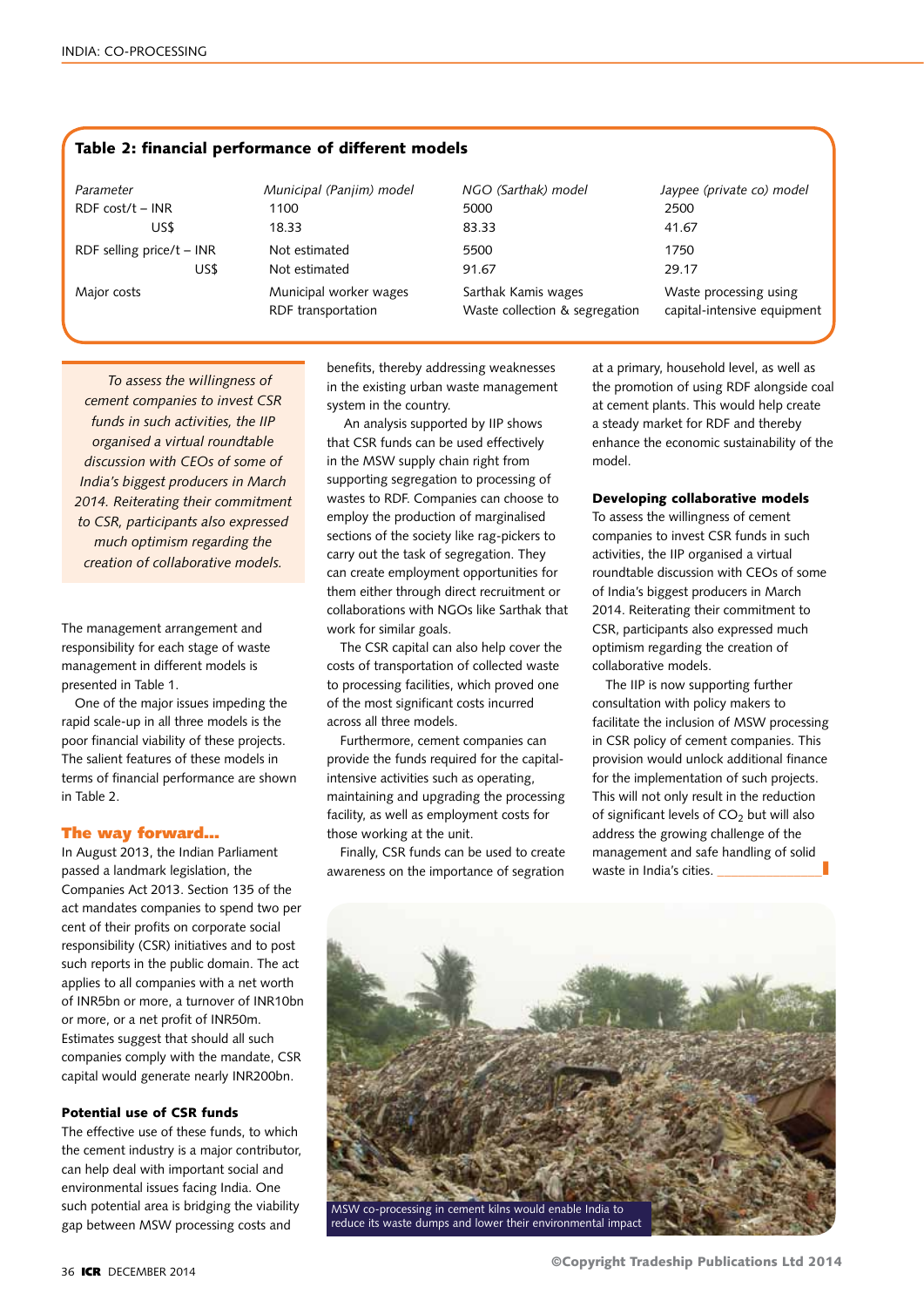**Table 2: financial performance of different models**

| Parameter | Municipal (Panjim) model | NGO (Sarthak) model | Jaypee (private co) model |
|---|---|---|---|
| RDF cost/t – INR | 1100 | 5000 | 2500 |
| US$ | 18.33 | 83.33 | 41.67 |
| RDF selling price/t – INR | Not estimated | 5500 | 1750 |
| US$ | Not estimated | 91.67 | 29.17 |
| Major costs | Municipal worker wages RDF transportation | Sarthak Kamis wages Waste collection & segregation | Waste processing using capital-intensive equipment |

*To assess the willingness of cement companies to invest CSR funds in such activities, the IIP organised a virtual roundtable discussion with CEOs of some of India's biggest producers in March 2014. Reiterating their commitment to CSR, participants also expressed much optimism regarding the creation of collaborative models.*

The management arrangement and responsibility for each stage of waste management in different models is presented in Table 1.

One of the major issues impeding the rapid scale-up in all three models is the poor financial viability of these projects. The salient features of these models in terms of financial performance are shown in Table 2.

## The way forward...

In August 2013, the Indian Parliament passed a landmark legislation, the Companies Act 2013. Section 135 of the act mandates companies to spend two per cent of their profits on corporate social responsibility (CSR) initiatives and to post such reports in the public domain. The act applies to all companies with a net worth of INR5bn or more, a turnover of INR10bn or more, or a net profit of INR50m. Estimates suggest that should all such companies comply with the mandate, CSR capital would generate nearly INR200bn.

### Potential use of CSR funds

The effective use of these funds, to which the cement industry is a major contributor, can help deal with important social and environmental issues facing India. One such potential area is bridging the viability gap between MSW processing costs and benefits, thereby addressing weaknesses in the existing urban waste management system in the country.

An analysis supported by IIP shows that CSR funds can be used effectively in the MSW supply chain right from supporting segregation to processing of wastes to RDF. Companies can choose to employ the production of marginalised sections of the society like rag-pickers to carry out the task of segregation. They can create employment opportunities for them either through direct recruitment or collaborations with NGOs like Sarthak that work for similar goals.

The CSR capital can also help cover the costs of transportation of collected waste to processing facilities, which proved one of the most significant costs incurred across all three models.

Furthermore, cement companies can provide the funds required for the capital-intensive activities such as operating, maintaining and upgrading the processing facility, as well as employment costs for those working at the unit.

Finally, CSR funds can be used to create awareness on the importance of segration at a primary, household level, as well as the promotion of using RDF alongside coal at cement plants. This would help create a steady market for RDF and thereby enhance the economic sustainability of the model.

### Developing collaborative models

To assess the willingness of cement companies to invest CSR funds in such activities, the IIP organised a virtual roundtable discussion with CEOs of some of India's biggest producers in March 2014. Reiterating their commitment to CSR, participants also expressed much optimism regarding the creation of collaborative models.

The IIP is now supporting further consultation with policy makers to facilitate the inclusion of MSW processing in CSR policy of cement companies. This provision would unlock additional finance for the implementation of such projects. This will not only result in the reduction of significant levels of $CO_2$ but will also address the growing challenge of the management and safe handling of solid waste in India's cities.

MSW co-processing in cement kilns would enable India to reduce its waste dumps and lower their environmental impact